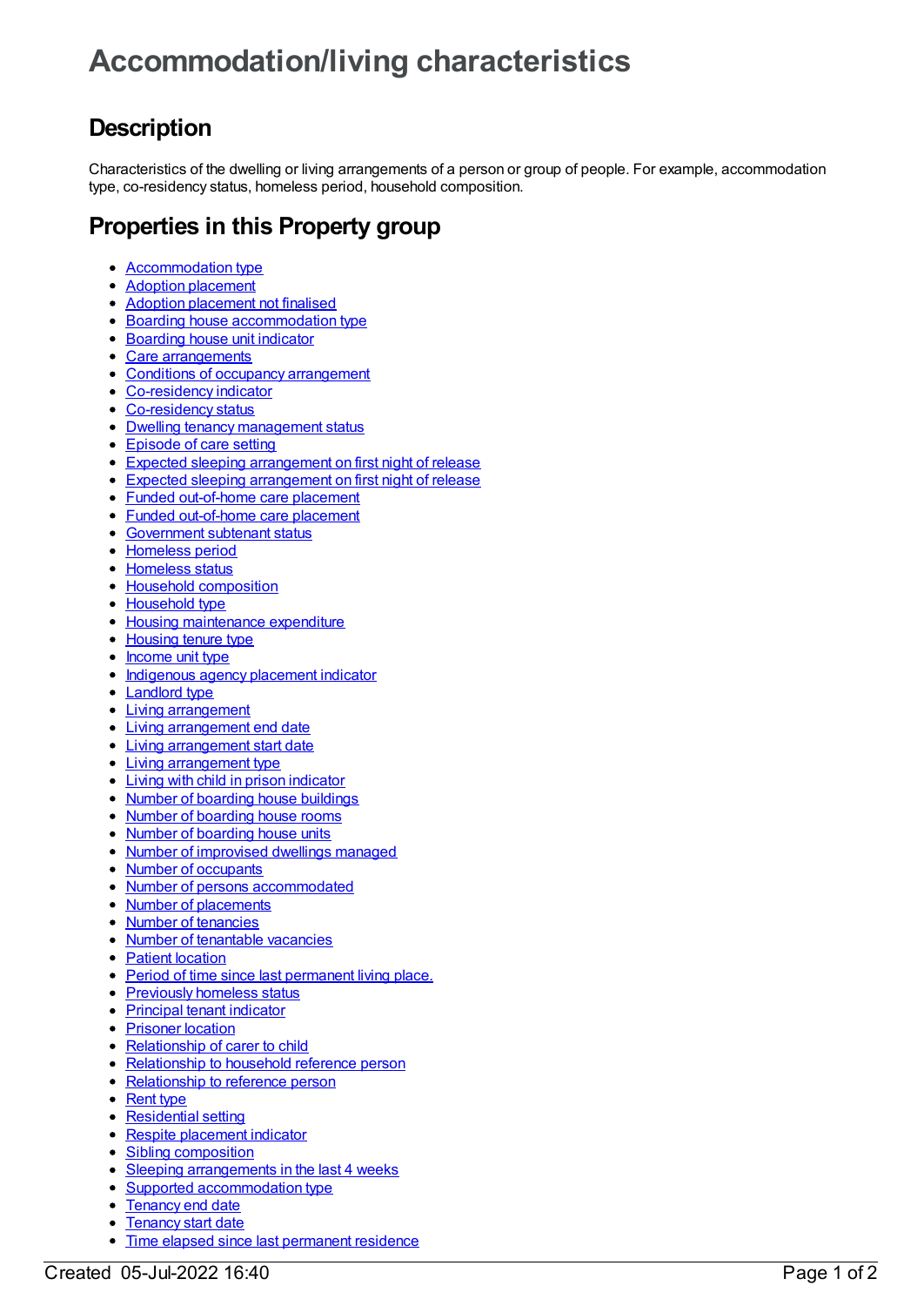# Accommodation/living characteristics

## Description

Characteristics of the dwelling or living arrangements of a person or group of people. For example, accommodation type, co-residency status, homeless period, household composition.

## Properties in this Property group

- Accommodation type
- Adoption placement
- Adoption placement not finalised
- Boarding house accommodation type
- Boarding house unit indicator
- Care arrangements
- Conditions of occupancy arrangement
- Co-residency indicator
- Co-residency status
- Dwelling tenancy management status
- Episode of care setting
- Expected sleeping arrangement on first night of release
- Expected sleeping arrangement on first night of release
- Funded out-of-home care placement
- Funded out-of-home care placement
- Government subtenant status
- Homeless period
- Homeless status
- Household composition
- Household type
- Housing maintenance expenditure
- Housing tenure type
- Income unit type
- Indigenous agency placement indicator
- Landlord type
- Living arrangement
- Living arrangement end date
- Living arrangement start date
- Living arrangement type
- Living with child in prison indicator
- Number of boarding house buildings
- Number of boarding house rooms
- Number of boarding house units
- Number of improvised dwellings managed
- Number of occupants
- Number of persons accommodated
- Number of placements
- Number of tenancies
- Number of tenantable vacancies
- Patient location
- Period of time since last permanent living place.
- Previously homeless status
- Principal tenant indicator
- Prisoner location
- Relationship of carer to child
- Relationship to household reference person
- Relationship to reference person
- Rent type
- Residential setting
- Respite placement indicator
- Sibling composition
- Sleeping arrangements in the last 4 weeks
- Supported accommodation type
- Tenancy end date
- Tenancy start date
- Time elapsed since last permanent residence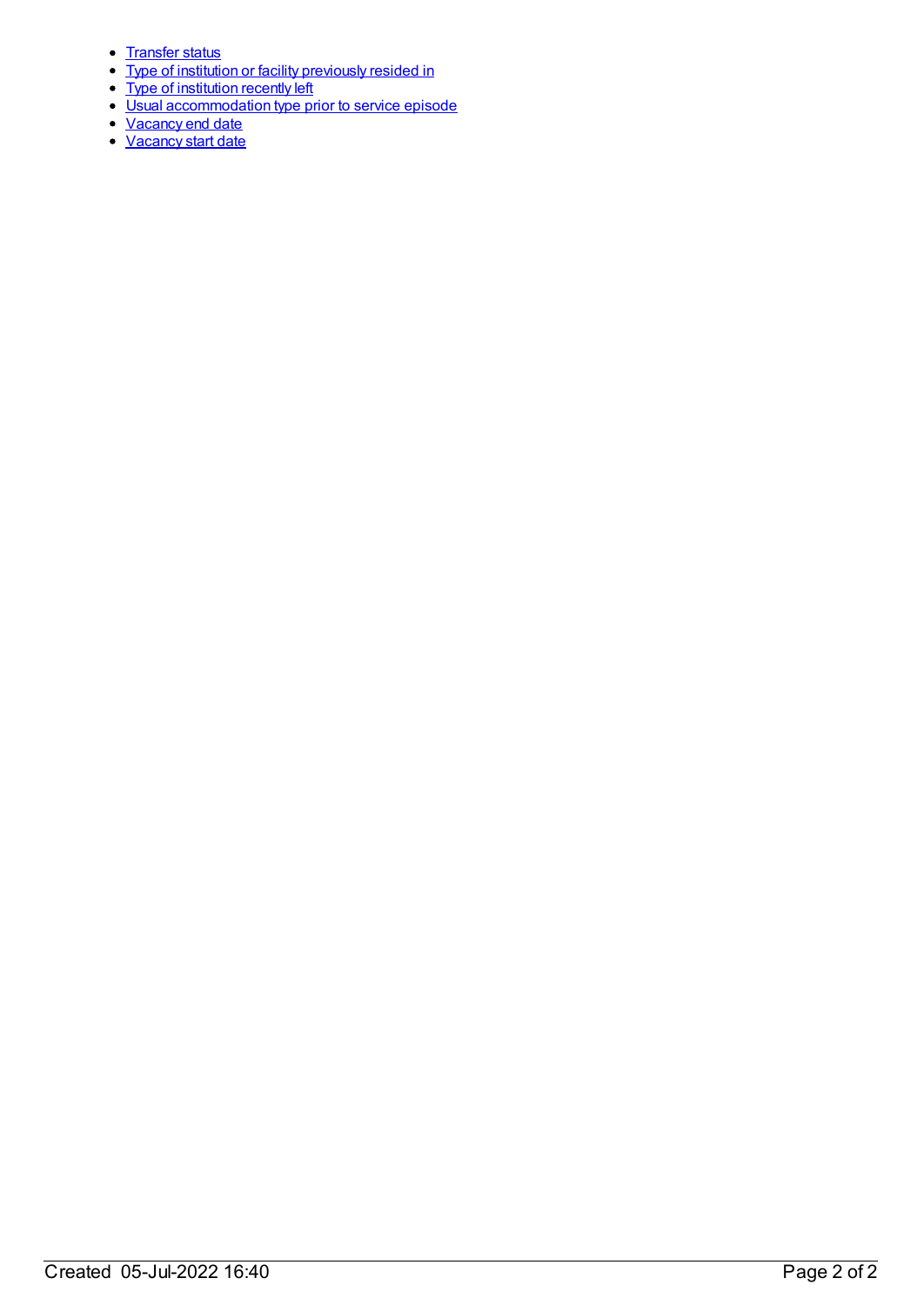- Transfer status
- Type of institution or facility previously resided in
- Type of institution recently left
- Usual accommodation type prior to service episode
- Vacancy end date
- Vacancy start date